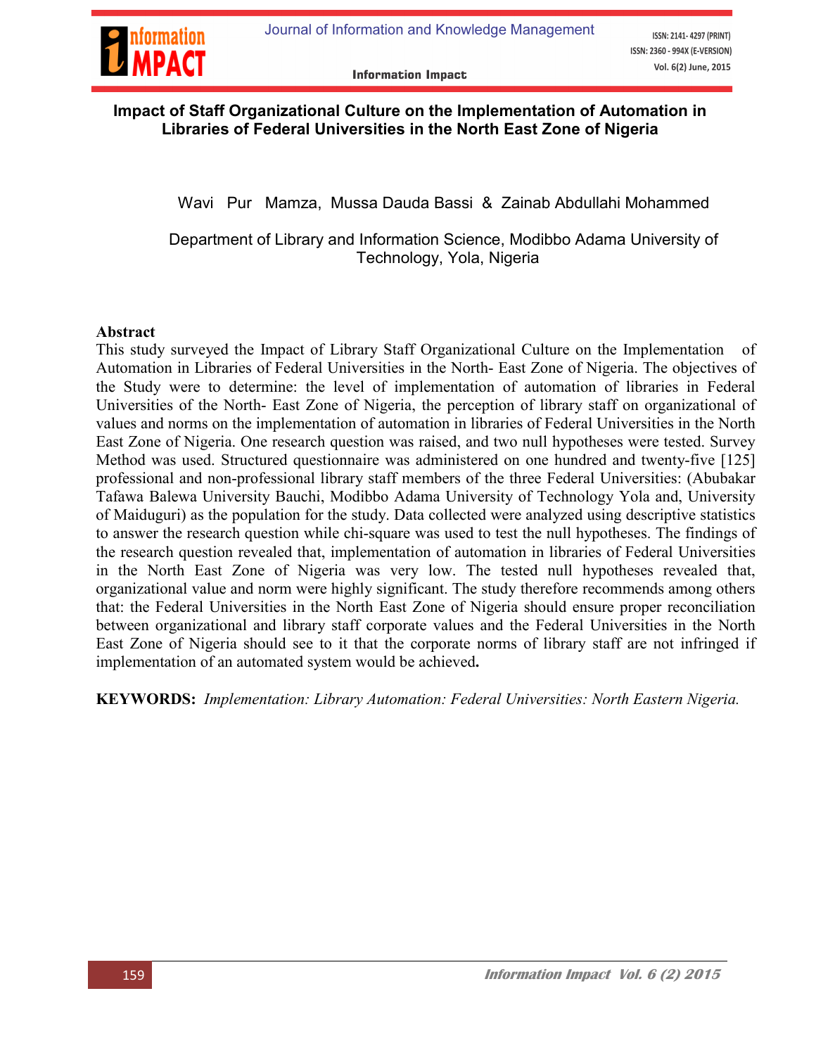# Impact of Staff Organizational Culture on the Implementation of Automation in Libraries of Federal Universities in the North East Zone of Nigeria

Wavi Pur Mamza, Mussa Dauda Bassi & Zainab Abdullahi Mohammed

Department of Library and Information Science, Modibbo Adama University of Technology, Yola, Nigeria

## Abstract

This study surveyed the Impact of Library Staff Organizational Culture on the Implementation of Automation in Libraries of Federal Universities in the North- East Zone of Nigeria. The objectives of the Study were to determine: the level of implementation of automation of libraries in Federal Universities of the North- East Zone of Nigeria, the perception of library staff on organizational of values and norms on the implementation of automation in libraries of Federal Universities in the North East Zone of Nigeria. One research question was raised, and two null hypotheses were tested. Survey Method was used. Structured questionnaire was administered on one hundred and twenty-five [125] professional and non-professional library staff members of the three Federal Universities: (Abubakar Tafawa Balewa University Bauchi, Modibbo Adama University of Technology Yola and, University of Maiduguri) as the population for the study. Data collected were analyzed using descriptive statistics to answer the research question while chi-square was used to test the null hypotheses. The findings of the research question revealed that, implementation of automation in libraries of Federal Universities in the North East Zone of Nigeria was very low. The tested null hypotheses revealed that, organizational value and norm were highly significant. The study therefore recommends among others that: the Federal Universities in the North East Zone of Nigeria should ensure proper reconciliation between organizational and library staff corporate values and the Federal Universities in the North East Zone of Nigeria should see to it that the corporate norms of library staff are not infringed if implementation of an automated system would be achieved.

**KEYWORDS:** *Implementation: Library Automation: Federal Universities: North Eastern Nigeria.*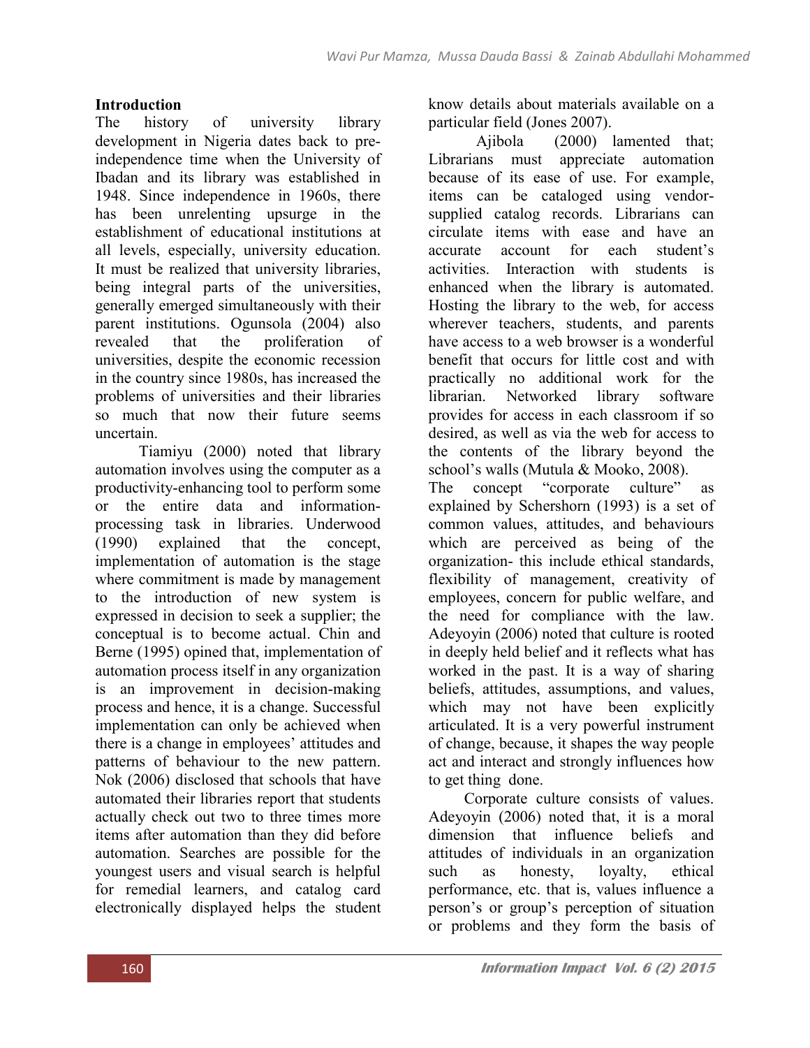## Introduction

The history of university library development in Nigeria dates back to pre-independence time when the University of Ibadan and its library was established in 1948. Since independence in 1960s, there has been unrelenting upsurge in the establishment of educational institutions at all levels, especially, university education. It must be realized that university libraries, being integral parts of the universities, generally emerged simultaneously with their parent institutions. Ogunsola (2004) also revealed that the proliferation of universities, despite the economic recession in the country since 1980s, has increased the problems of universities and their libraries so much that now their future seems uncertain.

Tiamiyu (2000) noted that library automation involves using the computer as a productivity-enhancing tool to perform some or the entire data and information-processing task in libraries. Underwood (1990) explained that the concept, implementation of automation is the stage where commitment is made by management to the introduction of new system is expressed in decision to seek a supplier; the conceptual is to become actual. Chin and Berne (1995) opined that, implementation of automation process itself in any organization is an improvement in decision-making process and hence, it is a change. Successful implementation can only be achieved when there is a change in employees' attitudes and patterns of behaviour to the new pattern. Nok (2006) disclosed that schools that have automated their libraries report that students actually check out two to three times more items after automation than they did before automation. Searches are possible for the youngest users and visual search is helpful for remedial learners, and catalog card electronically displayed helps the student know details about materials available on a particular field (Jones 2007).

Ajibola (2000) lamented that; Librarians must appreciate automation because of its ease of use. For example, items can be cataloged using vendor-supplied catalog records. Librarians can circulate items with ease and have an accurate account for each student's activities. Interaction with students is enhanced when the library is automated. Hosting the library to the web, for access wherever teachers, students, and parents have access to a web browser is a wonderful benefit that occurs for little cost and with practically no additional work for the librarian. Networked library software provides for access in each classroom if so desired, as well as via the web for access to the contents of the library beyond the school's walls (Mutula & Mooko, 2008).

The concept "corporate culture" as explained by Schershorn (1993) is a set of common values, attitudes, and behaviours which are perceived as being of the organization- this include ethical standards, flexibility of management, creativity of employees, concern for public welfare, and the need for compliance with the law. Adeyoyin (2006) noted that culture is rooted in deeply held belief and it reflects what has worked in the past. It is a way of sharing beliefs, attitudes, assumptions, and values, which may not have been explicitly articulated. It is a very powerful instrument of change, because, it shapes the way people act and interact and strongly influences how to get thing done.

Corporate culture consists of values. Adeyoyin (2006) noted that, it is a moral dimension that influence beliefs and attitudes of individuals in an organization such as honesty, loyalty, ethical performance, etc. that is, values influence a person's or group's perception of situation or problems and they form the basis of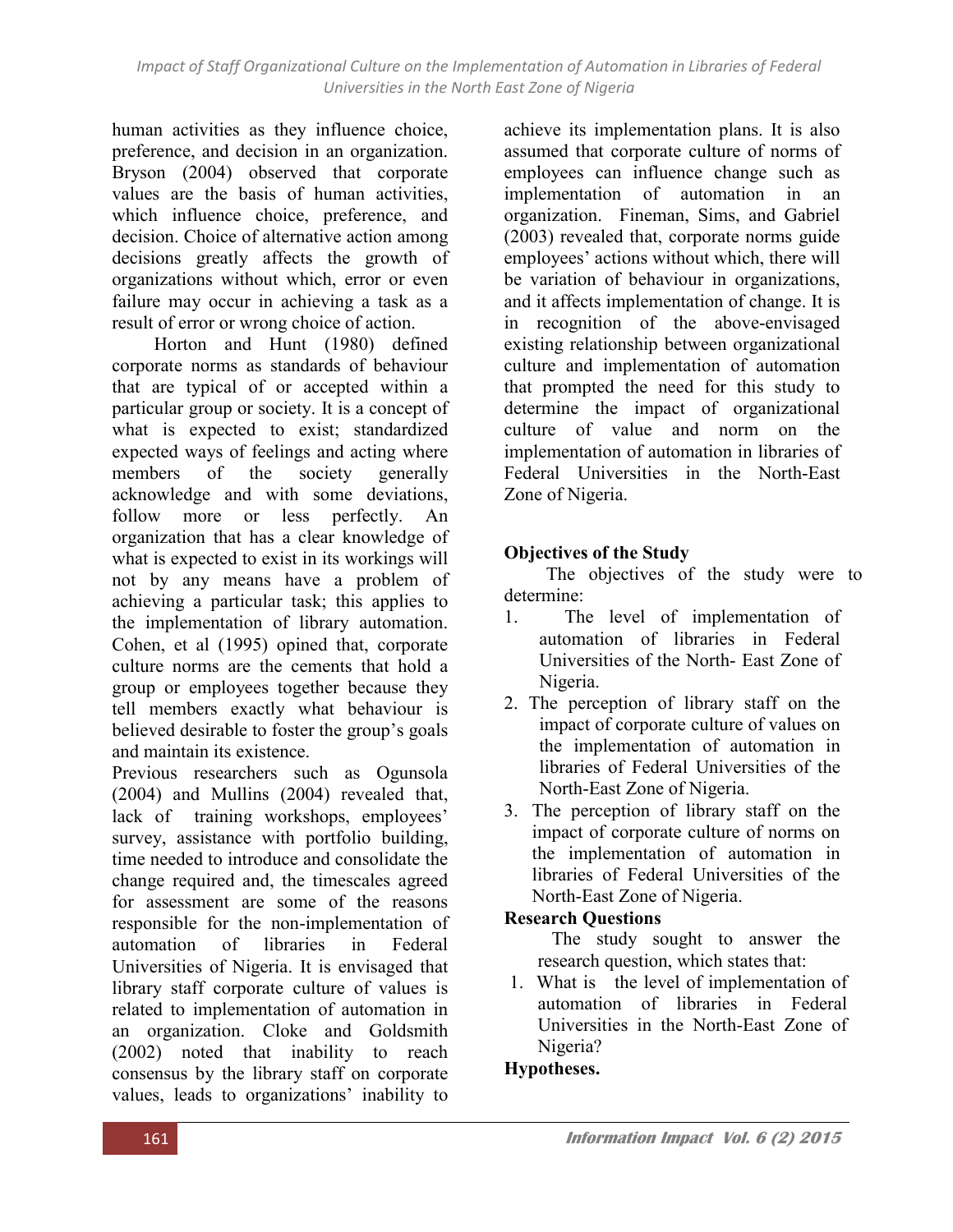human activities as they influence choice, preference, and decision in an organization. Bryson (2004) observed that corporate values are the basis of human activities, which influence choice, preference, and decision. Choice of alternative action among decisions greatly affects the growth of organizations without which, error or even failure may occur in achieving a task as a result of error or wrong choice of action.

Horton and Hunt (1980) defined corporate norms as standards of behaviour that are typical of or accepted within a particular group or society. It is a concept of what is expected to exist; standardized expected ways of feelings and acting where members of the society generally acknowledge and with some deviations, follow more or less perfectly. An organization that has a clear knowledge of what is expected to exist in its workings will not by any means have a problem of achieving a particular task; this applies to the implementation of library automation. Cohen, et al (1995) opined that, corporate culture norms are the cements that hold a group or employees together because they tell members exactly what behaviour is believed desirable to foster the group's goals and maintain its existence.

Previous researchers such as Ogunsola (2004) and Mullins (2004) revealed that, lack of training workshops, employees' survey, assistance with portfolio building, time needed to introduce and consolidate the change required and, the timescales agreed for assessment are some of the reasons responsible for the non-implementation of automation of libraries in Federal Universities of Nigeria. It is envisaged that library staff corporate culture of values is related to implementation of automation in an organization. Cloke and Goldsmith (2002) noted that inability to reach consensus by the library staff on corporate values, leads to organizations' inability to achieve its implementation plans. It is also assumed that corporate culture of norms of employees can influence change such as implementation of automation in an organization. Fineman, Sims, and Gabriel (2003) revealed that, corporate norms guide employees' actions without which, there will be variation of behaviour in organizations, and it affects implementation of change. It is in recognition of the above-envisaged existing relationship between organizational culture and implementation of automation that prompted the need for this study to determine the impact of organizational culture of value and norm on the implementation of automation in libraries of Federal Universities in the North-East Zone of Nigeria.

**Objectives of the Study**

The objectives of the study were to determine:

1. The level of implementation of automation of libraries in Federal Universities of the North- East Zone of Nigeria.
2. The perception of library staff on the impact of corporate culture of values on the implementation of automation in libraries of Federal Universities of the North-East Zone of Nigeria.
3. The perception of library staff on the impact of corporate culture of norms on the implementation of automation in libraries of Federal Universities of the North-East Zone of Nigeria.

**Research Questions**

The study sought to answer the research question, which states that:

1. What is the level of implementation of automation of libraries in Federal Universities in the North-East Zone of Nigeria?

**Hypotheses.**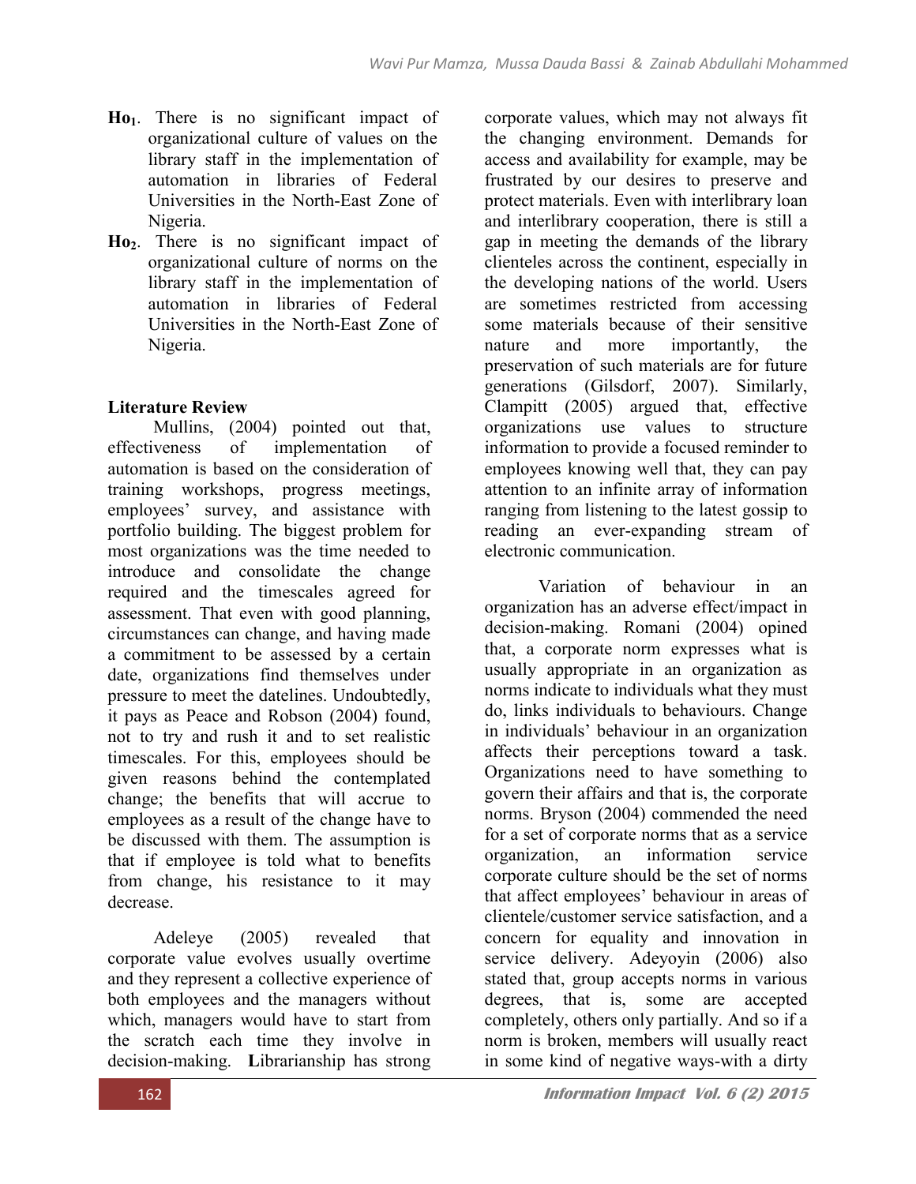**Ho$_1$**. There is no significant impact of organizational culture of values on the library staff in the implementation of automation in libraries of Federal Universities in the North-East Zone of Nigeria.

**Ho$_2$**. There is no significant impact of organizational culture of norms on the library staff in the implementation of automation in libraries of Federal Universities in the North-East Zone of Nigeria.

## Literature Review

Mullins, (2004) pointed out that, effectiveness of implementation of automation is based on the consideration of training workshops, progress meetings, employees' survey, and assistance with portfolio building. The biggest problem for most organizations was the time needed to introduce and consolidate the change required and the timescales agreed for assessment. That even with good planning, circumstances can change, and having made a commitment to be assessed by a certain date, organizations find themselves under pressure to meet the datelines. Undoubtedly, it pays as Peace and Robson (2004) found, not to try and rush it and to set realistic timescales. For this, employees should be given reasons behind the contemplated change; the benefits that will accrue to employees as a result of the change have to be discussed with them. The assumption is that if employee is told what to benefits from change, his resistance to it may decrease.

Adeleye (2005) revealed that corporate value evolves usually overtime and they represent a collective experience of both employees and the managers without which, managers would have to start from the scratch each time they involve in decision-making. **L**ibrarianship has strong corporate values, which may not always fit the changing environment. Demands for access and availability for example, may be frustrated by our desires to preserve and protect materials. Even with interlibrary loan and interlibrary cooperation, there is still a gap in meeting the demands of the library clienteles across the continent, especially in the developing nations of the world. Users are sometimes restricted from accessing some materials because of their sensitive nature and more importantly, the preservation of such materials are for future generations (Gilsdorf, 2007). Similarly, Clampitt (2005) argued that, effective organizations use values to structure information to provide a focused reminder to employees knowing well that, they can pay attention to an infinite array of information ranging from listening to the latest gossip to reading an ever-expanding stream of electronic communication.

Variation of behaviour in an organization has an adverse effect/impact in decision-making. Romani (2004) opined that, a corporate norm expresses what is usually appropriate in an organization as norms indicate to individuals what they must do, links individuals to behaviours. Change in individuals' behaviour in an organization affects their perceptions toward a task. Organizations need to have something to govern their affairs and that is, the corporate norms. Bryson (2004) commended the need for a set of corporate norms that as a service organization, an information service corporate culture should be the set of norms that affect employees' behaviour in areas of clientele/customer service satisfaction, and a concern for equality and innovation in service delivery. Adeyoyin (2006) also stated that, group accepts norms in various degrees, that is, some are accepted completely, others only partially. And so if a norm is broken, members will usually react in some kind of negative ways-with a dirty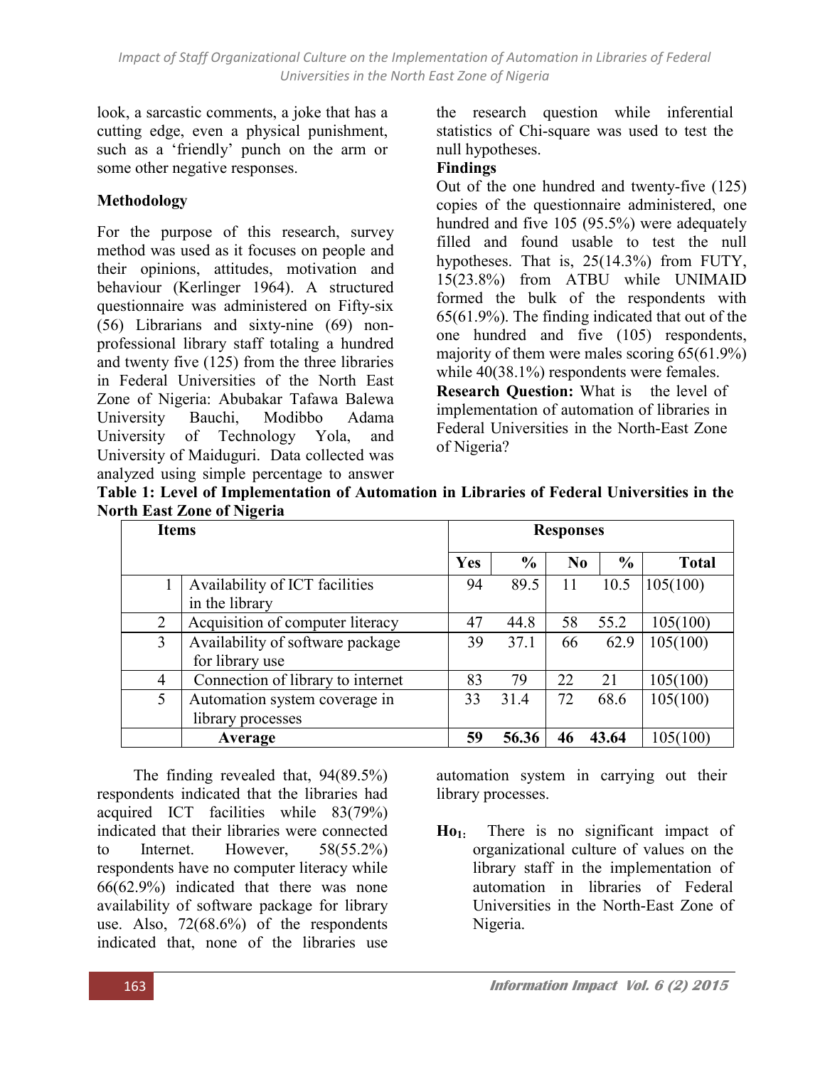look, a sarcastic comments, a joke that has a cutting edge, even a physical punishment, such as a 'friendly' punch on the arm or some other negative responses.

## Methodology

For the purpose of this research, survey method was used as it focuses on people and their opinions, attitudes, motivation and behaviour (Kerlinger 1964). A structured questionnaire was administered on Fifty-six (56) Librarians and sixty-nine (69) non-professional library staff totaling a hundred and twenty five (125) from the three libraries in Federal Universities of the North East Zone of Nigeria: Abubakar Tafawa Balewa University Bauchi, Modibbo Adama University of Technology Yola, and University of Maiduguri. Data collected was analyzed using simple percentage to answer the research question while inferential statistics of Chi-square was used to test the null hypotheses.

## Findings

Out of the one hundred and twenty-five (125) copies of the questionnaire administered, one hundred and five 105 (95.5%) were adequately filled and found usable to test the null hypotheses. That is, 25(14.3%) from FUTY, 15(23.8%) from ATBU while UNIMAID formed the bulk of the respondents with 65(61.9%). The finding indicated that out of the one hundred and five (105) respondents, majority of them were males scoring 65(61.9%) while 40(38.1%) respondents were females.

**Research Question:** What is the level of implementation of automation of libraries in Federal Universities in the North-East Zone of Nigeria?

**Table 1: Level of Implementation of Automation in Libraries of Federal Universities in the North East Zone of Nigeria**

| Items | | Responses | | | | |
|---|---|---|---|---|---|---|
| | | Yes | % | No | % | Total |
| 1 | Availability of ICT facilities in the library | 94 | 89.5 | 11 | 10.5 | 105(100) |
| 2 | Acquisition of computer literacy | 47 | 44.8 | 58 | 55.2 | 105(100) |
| 3 | Availability of software package for library use | 39 | 37.1 | 66 | 62.9 | 105(100) |
| 4 | Connection of library to internet | 83 | 79 | 22 | 21 | 105(100) |
| 5 | Automation system coverage in library processes | 33 | 31.4 | 72 | 68.6 | 105(100) |
| | **Average** | **59** | **56.36** | **46** | **43.64** | 105(100) |

The finding revealed that, 94(89.5%) respondents indicated that the libraries had acquired ICT facilities while 83(79%) indicated that their libraries were connected to Internet. However, 58(55.2%) respondents have no computer literacy while 66(62.9%) indicated that there was none availability of software package for library use. Also, 72(68.6%) of the respondents indicated that, none of the libraries use automation system in carrying out their library processes.

**$Ho_1$:** There is no significant impact of organizational culture of values on the library staff in the implementation of automation in libraries of Federal Universities in the North-East Zone of Nigeria.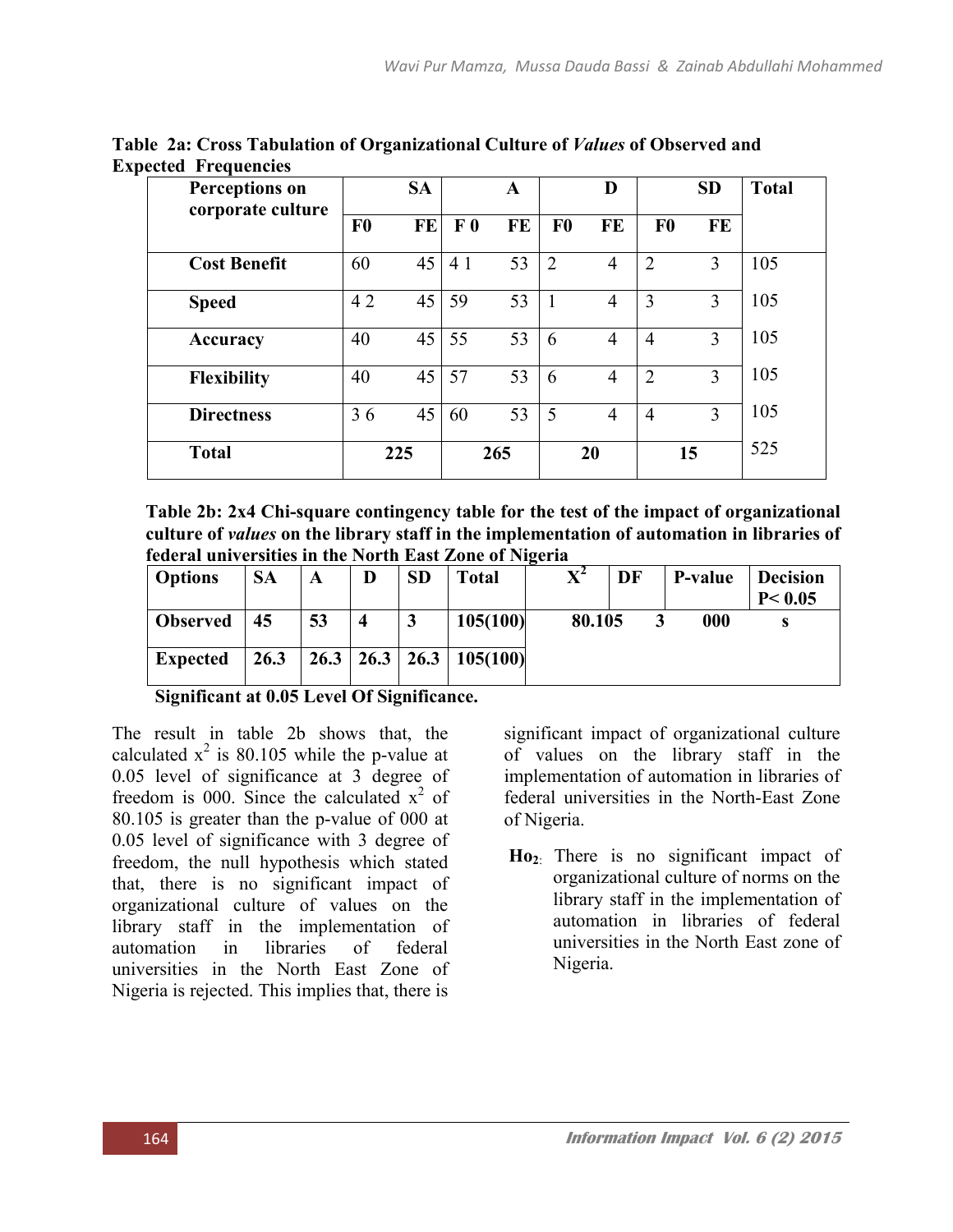**Table 2a: Cross Tabulation of Organizational Culture of *Values* of Observed and Expected Frequencies**

| Perceptions on corporate culture | SA | | A | | D | | SD | | Total |
|---|---|---|---|---|---|---|---|---|---|
| | F0 | FE | F 0 | FE | F0 | FE | F0 | FE | |
| **Cost Benefit** | 60 | 45 | 4 1 | 53 | 2 | 4 | 2 | 3 | 105 |
| **Speed** | 4 2 | 45 | 59 | 53 | 1 | 4 | 3 | 3 | 105 |
| **Accuracy** | 40 | 45 | 55 | 53 | 6 | 4 | 4 | 3 | 105 |
| **Flexibility** | 40 | 45 | 57 | 53 | 6 | 4 | 2 | 3 | 105 |
| **Directness** | 3 6 | 45 | 60 | 53 | 5 | 4 | 4 | 3 | 105 |
| **Total** | **225** | | **265** | | **20** | | **15** | | 525 |

**Table 2b: 2x4 Chi-square contingency table for the test of the impact of organizational culture of *values* on the library staff in the implementation of automation in libraries of federal universities in the North East Zone of Nigeria**

| Options | SA | A | D | SD | Total | $X^2$ | DF | P-value | Decision $P< 0.05$ |
|---|---|---|---|---|---|---|---|---|---|
| **Observed** | **45** | **53** | **4** | **3** | **105(100)** | **80.105** | **3** | **000** | **s** |
| **Expected** | **26.3** | **26.3** | **26.3** | **26.3** | **105(100)** | | | | |

**Significant at 0.05 Level Of Significance.**

The result in table 2b shows that, the calculated $x^2$ is 80.105 while the p-value at 0.05 level of significance at 3 degree of freedom is 000. Since the calculated $x^2$ of 80.105 is greater than the p-value of 000 at 0.05 level of significance with 3 degree of freedom, the null hypothesis which stated that, there is no significant impact of organizational culture of values on the library staff in the implementation of automation in libraries of federal universities in the North East Zone of Nigeria is rejected. This implies that, there is significant impact of organizational culture of values on the library staff in the implementation of automation in libraries of federal universities in the North-East Zone of Nigeria.

**$Ho_2$:** There is no significant impact of organizational culture of norms on the library staff in the implementation of automation in libraries of federal universities in the North East zone of Nigeria.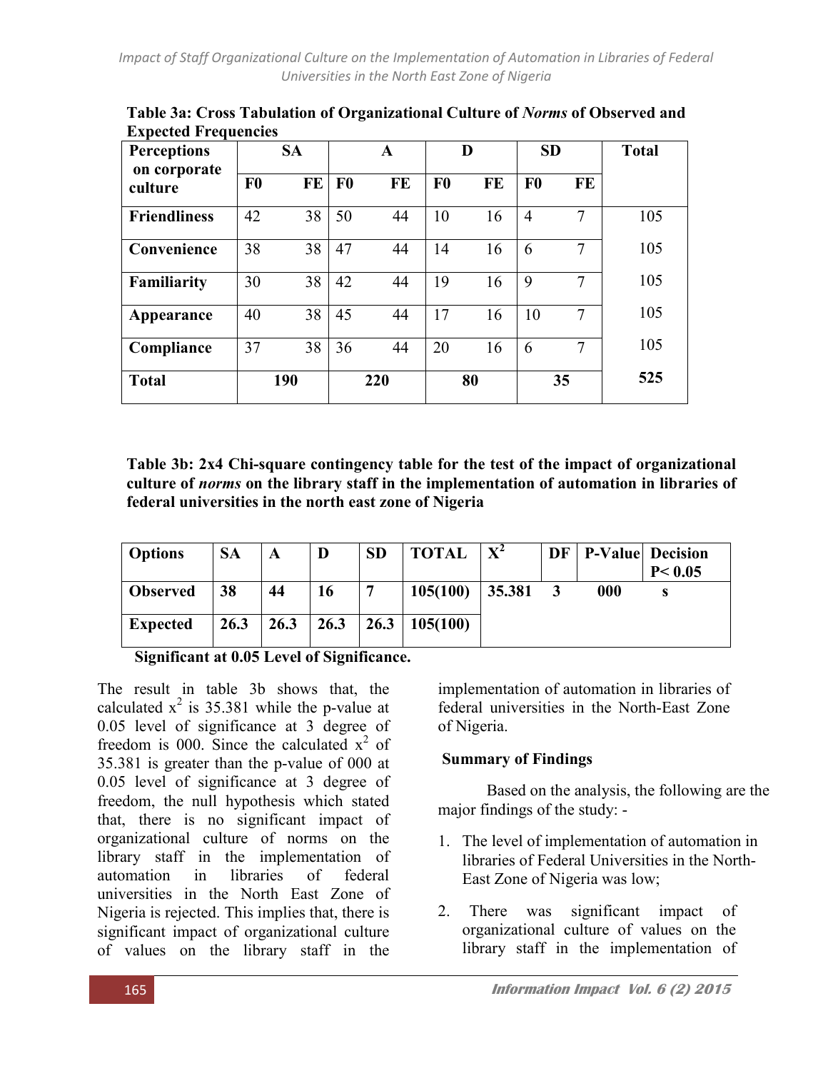**Table 3a: Cross Tabulation of Organizational Culture of *Norms* of Observed and Expected Frequencies**

| Perceptions on corporate culture | SA | | A | | D | | SD | | Total |
|---|---|---|---|---|---|---|---|---|---|
| | F0 | FE | F0 | FE | F0 | FE | F0 | FE | |
| **Friendliness** | 42 | 38 | 50 | 44 | 10 | 16 | 4 | 7 | 105 |
| **Convenience** | 38 | 38 | 47 | 44 | 14 | 16 | 6 | 7 | 105 |
| **Familiarity** | 30 | 38 | 42 | 44 | 19 | 16 | 9 | 7 | 105 |
| **Appearance** | 40 | 38 | 45 | 44 | 17 | 16 | 10 | 7 | 105 |
| **Compliance** | 37 | 38 | 36 | 44 | 20 | 16 | 6 | 7 | 105 |
| **Total** | **190** | | **220** | | **80** | | **35** | | **525** |

**Table 3b: 2x4 Chi-square contingency table for the test of the impact of organizational culture of *norms* on the library staff in the implementation of automation in libraries of federal universities in the north east zone of Nigeria**

| Options | SA | A | D | SD | TOTAL | $X^2$ | DF | P-Value | Decision P< 0.05 |
|---|---|---|---|---|---|---|---|---|---|
| **Observed** | **38** | **44** | **16** | **7** | **105(100)** | **35.381** | **3** | **000** | **s** |
| **Expected** | **26.3** | **26.3** | **26.3** | **26.3** | **105(100)** | | | | |

**Significant at 0.05 Level of Significance.**

The result in table 3b shows that, the calculated $x^2$ is 35.381 while the p-value at 0.05 level of significance at 3 degree of freedom is 000. Since the calculated $x^2$ of 35.381 is greater than the p-value of 000 at 0.05 level of significance at 3 degree of freedom, the null hypothesis which stated that, there is no significant impact of organizational culture of norms on the library staff in the implementation of automation in libraries of federal universities in the North East Zone of Nigeria is rejected. This implies that, there is significant impact of organizational culture of values on the library staff in the implementation of automation in libraries of federal universities in the North-East Zone of Nigeria.

**Summary of Findings**

Based on the analysis, the following are the major findings of the study: -

1. The level of implementation of automation in libraries of Federal Universities in the North-East Zone of Nigeria was low;
2. There was significant impact of organizational culture of values on the library staff in the implementation of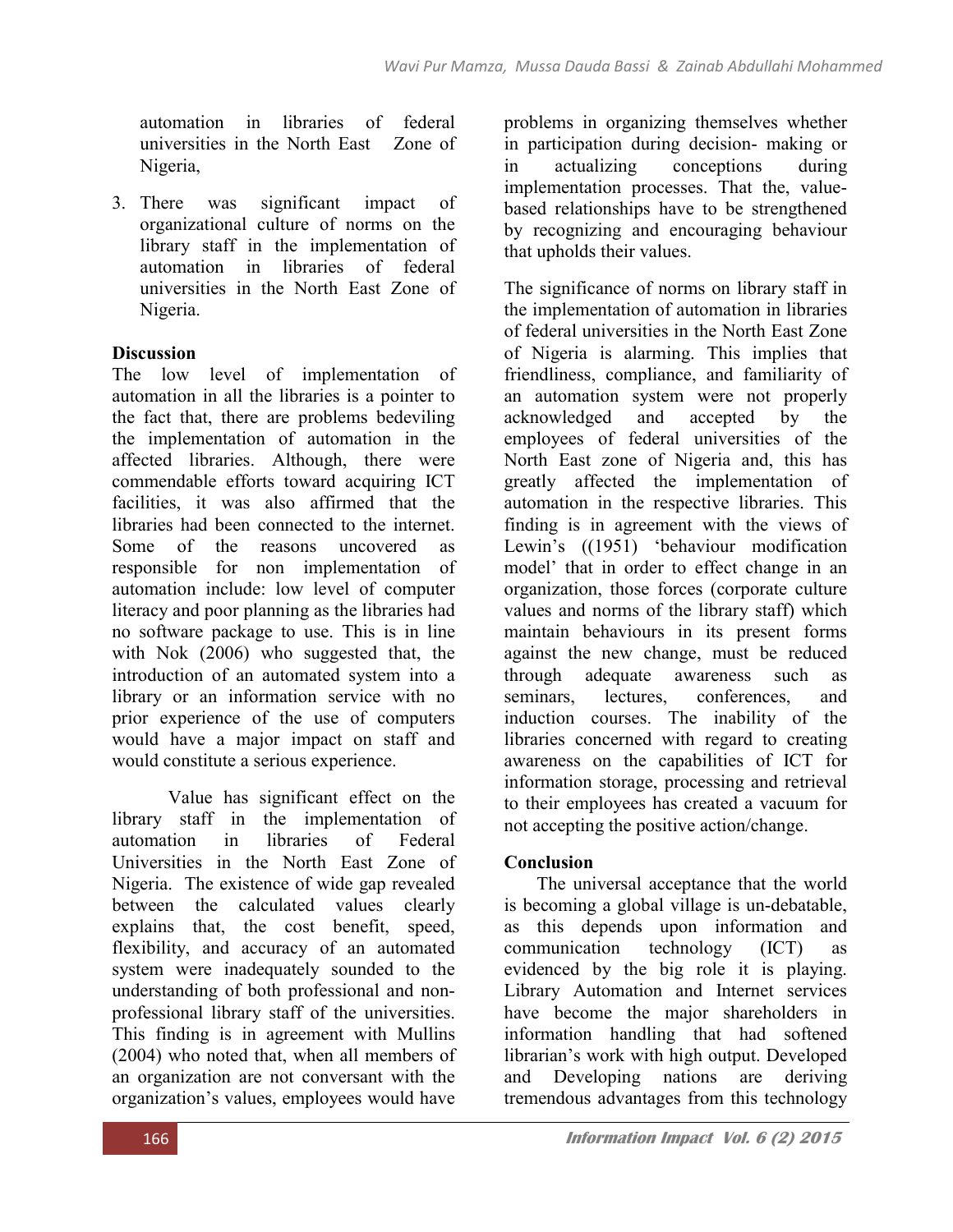automation in libraries of federal universities in the North East Zone of Nigeria,

3. There was significant impact of organizational culture of norms on the library staff in the implementation of automation in libraries of federal universities in the North East Zone of Nigeria.

**Discussion**

The low level of implementation of automation in all the libraries is a pointer to the fact that, there are problems bedeviling the implementation of automation in the affected libraries. Although, there were commendable efforts toward acquiring ICT facilities, it was also affirmed that the libraries had been connected to the internet. Some of the reasons uncovered as responsible for non implementation of automation include: low level of computer literacy and poor planning as the libraries had no software package to use. This is in line with Nok (2006) who suggested that, the introduction of an automated system into a library or an information service with no prior experience of the use of computers would have a major impact on staff and would constitute a serious experience.

Value has significant effect on the library staff in the implementation of automation in libraries of Federal Universities in the North East Zone of Nigeria. The existence of wide gap revealed between the calculated values clearly explains that, the cost benefit, speed, flexibility, and accuracy of an automated system were inadequately sounded to the understanding of both professional and non-professional library staff of the universities. This finding is in agreement with Mullins (2004) who noted that, when all members of an organization are not conversant with the organization's values, employees would have problems in organizing themselves whether in participation during decision- making or in actualizing conceptions during implementation processes. That the, value-based relationships have to be strengthened by recognizing and encouraging behaviour that upholds their values.

The significance of norms on library staff in the implementation of automation in libraries of federal universities in the North East Zone of Nigeria is alarming. This implies that friendliness, compliance, and familiarity of an automation system were not properly acknowledged and accepted by the employees of federal universities of the North East zone of Nigeria and, this has greatly affected the implementation of automation in the respective libraries. This finding is in agreement with the views of Lewin's ((1951) 'behaviour modification model' that in order to effect change in an organization, those forces (corporate culture values and norms of the library staff) which maintain behaviours in its present forms against the new change, must be reduced through adequate awareness such as seminars, lectures, conferences, and induction courses. The inability of the libraries concerned with regard to creating awareness on the capabilities of ICT for information storage, processing and retrieval to their employees has created a vacuum for not accepting the positive action/change.

**Conclusion**

The universal acceptance that the world is becoming a global village is un-debatable, as this depends upon information and communication technology (ICT) as evidenced by the big role it is playing. Library Automation and Internet services have become the major shareholders in information handling that had softened librarian's work with high output. Developed and Developing nations are deriving tremendous advantages from this technology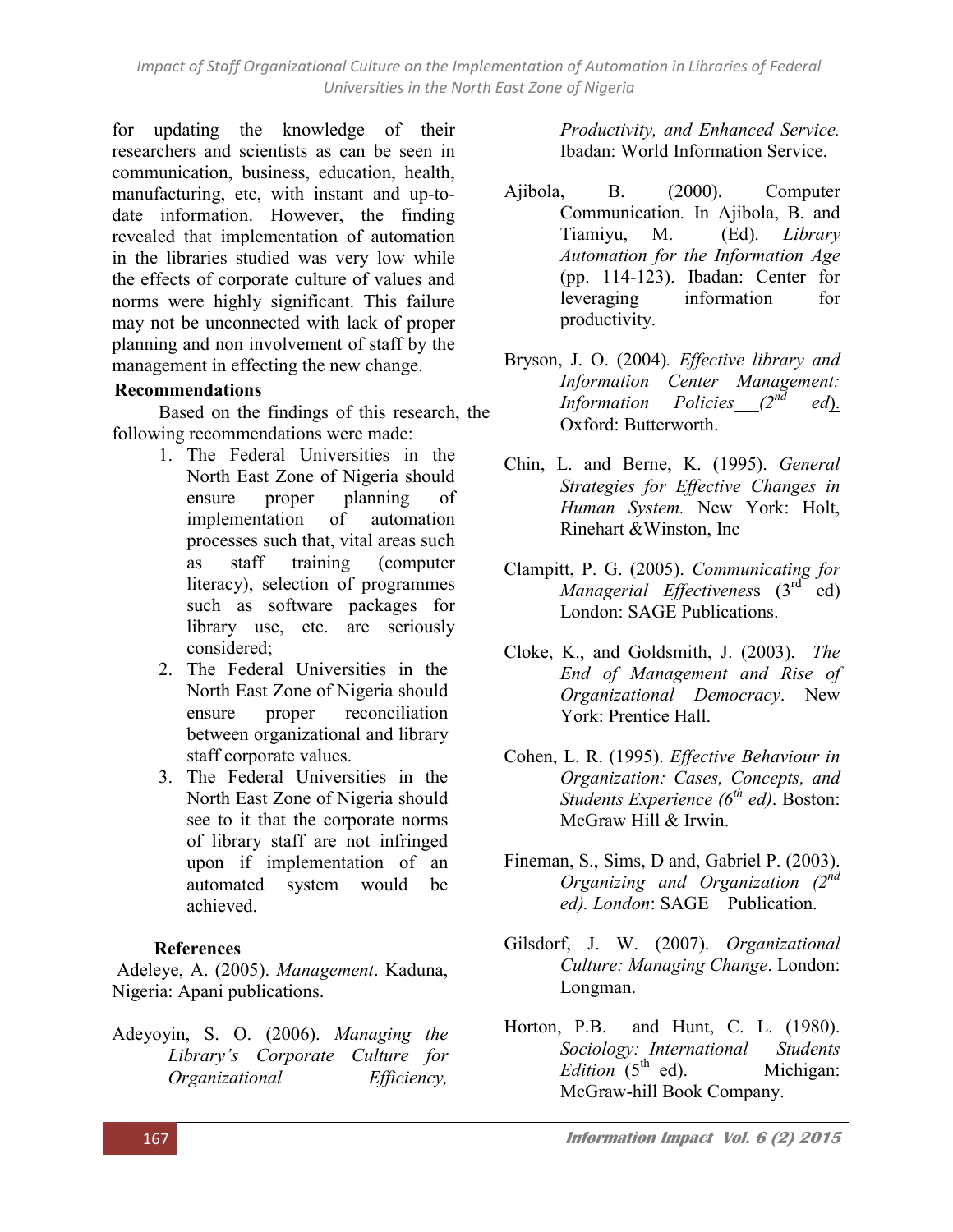for updating the knowledge of their researchers and scientists as can be seen in communication, business, education, health, manufacturing, etc, with instant and up-to-date information. However, the finding revealed that implementation of automation in the libraries studied was very low while the effects of corporate culture of values and norms were highly significant. This failure may not be unconnected with lack of proper planning and non involvement of staff by the management in effecting the new change.

**Recommendations**

Based on the findings of this research, the following recommendations were made:

1. The Federal Universities in the North East Zone of Nigeria should ensure proper planning of implementation of automation processes such that, vital areas such as staff training (computer literacy), selection of programmes such as software packages for library use, etc. are seriously considered;
2. The Federal Universities in the North East Zone of Nigeria should ensure proper reconciliation between organizational and library staff corporate values.
3. The Federal Universities in the North East Zone of Nigeria should see to it that the corporate norms of library staff are not infringed upon if implementation of an automated system would be achieved.

**References**

Adeleye, A. (2005). *Management*. Kaduna, Nigeria: Apani publications.

Adeyoyin, S. O. (2006). *Managing the Library's Corporate Culture for Organizational Efficiency, Productivity, and Enhanced Service.* Ibadan: World Information Service.

Ajibola, B. (2000). Computer Communication. In Ajibola, B. and Tiamiyu, M. (Ed). *Library Automation for the Information Age* (pp. 114-123). Ibadan: Center for leveraging information for productivity.

Bryson, J. O. (2004). *Effective library and Information Center Management: Information Policies (2nd ed).* Oxford: Butterworth.

Chin, L. and Berne, K. (1995). *General Strategies for Effective Changes in Human System.* New York: Holt, Rinehart &Winston, Inc

Clampitt, P. G. (2005). *Communicating for Managerial Effectiveness* (3rd ed) London: SAGE Publications.

Cloke, K., and Goldsmith, J. (2003). *The End of Management and Rise of Organizational Democracy*. New York: Prentice Hall.

Cohen, L. R. (1995). *Effective Behaviour in Organization: Cases, Concepts, and Students Experience (6th ed)*. Boston: McGraw Hill & Irwin.

Fineman, S., Sims, D and, Gabriel P. (2003). *Organizing and Organization (2nd ed). London*: SAGE Publication.

Gilsdorf, J. W. (2007). *Organizational Culture: Managing Change*. London: Longman.

Horton, P.B. and Hunt, C. L. (1980). *Sociology: International Students Edition* (5th ed). Michigan: McGraw-hill Book Company.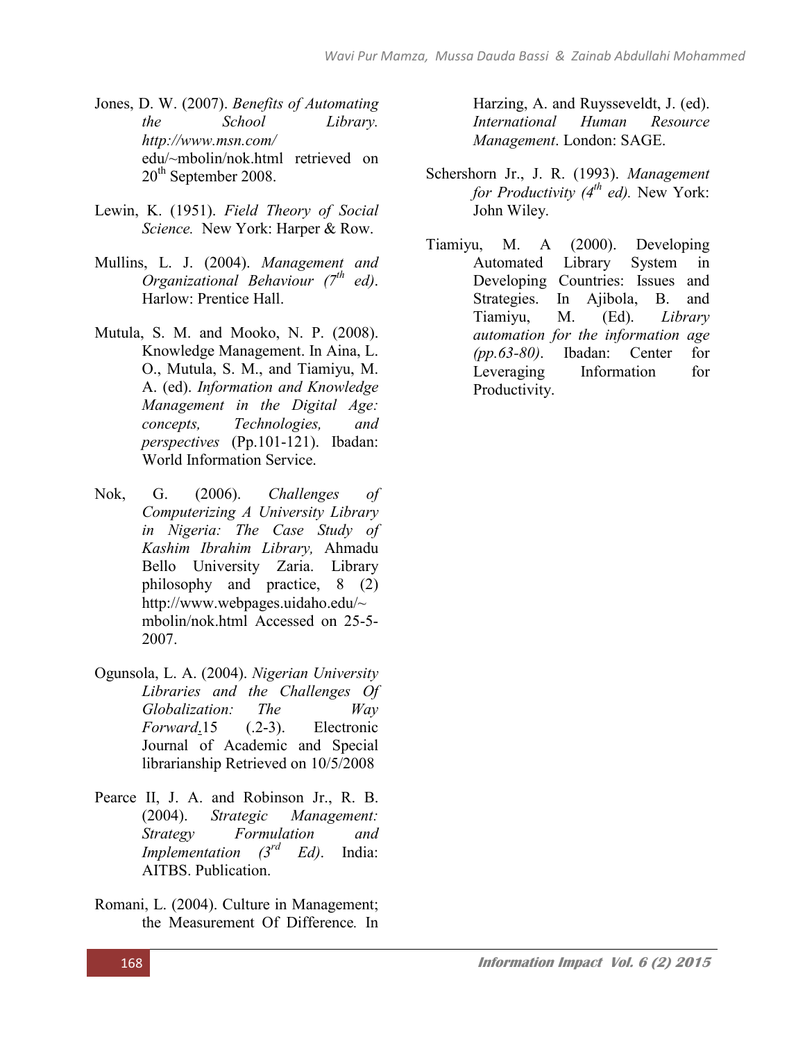Jones, D. W. (2007). *Benefits of Automating the School Library. http://www.msn.com/* edu/~mbolin/nok.html retrieved on 20th September 2008.

Lewin, K. (1951). *Field Theory of Social Science.* New York: Harper & Row.

Mullins, L. J. (2004). *Management and Organizational Behaviour (7th ed)*. Harlow: Prentice Hall.

Mutula, S. M. and Mooko, N. P. (2008). Knowledge Management. In Aina, L. O., Mutula, S. M., and Tiamiyu, M. A. (ed). *Information and Knowledge Management in the Digital Age: concepts, Technologies, and perspectives* (Pp.101-121). Ibadan: World Information Service.

Nok, G. (2006). *Challenges of Computerizing A University Library in Nigeria: The Case Study of Kashim Ibrahim Library,* Ahmadu Bello University Zaria. Library philosophy and practice, 8 (2) http://www.webpages.uidaho.edu/~ mbolin/nok.html Accessed on 25-5-2007.

Ogunsola, L. A. (2004). *Nigerian University Libraries and the Challenges Of Globalization: The Way Forward*.15 (.2-3). Electronic Journal of Academic and Special librarianship Retrieved on 10/5/2008

Pearce II, J. A. and Robinson Jr., R. B. (2004). *Strategic Management: Strategy Formulation and Implementation (3rd Ed)*. India: AITBS. Publication.

Romani, L. (2004). Culture in Management; the Measurement Of Difference. In Harzing, A. and Ruysseveldt, J. (ed). *International Human Resource Management*. London: SAGE.

Schershorn Jr., J. R. (1993). *Management for Productivity (4th ed).* New York: John Wiley.

Tiamiyu, M. A (2000). Developing Automated Library System in Developing Countries: Issues and Strategies. In Ajibola, B. and Tiamiyu, M. (Ed). *Library automation for the information age (pp.63-80)*. Ibadan: Center for Leveraging Information for Productivity.